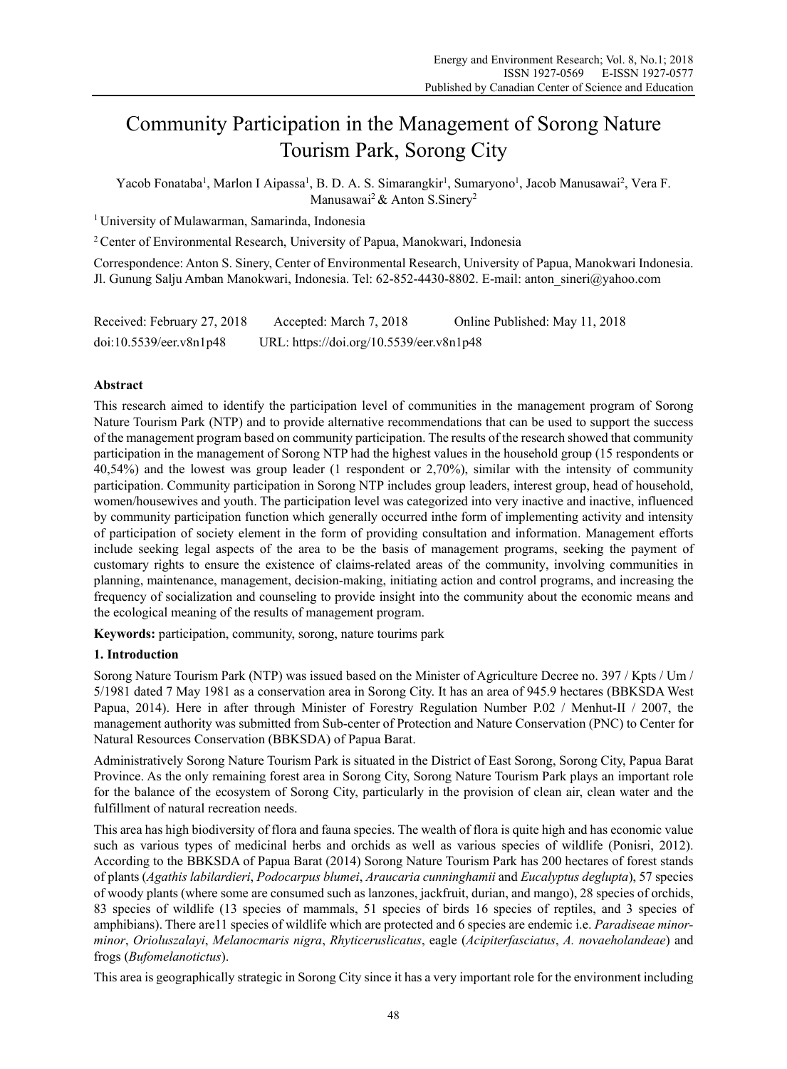# Community Participation in the Management of Sorong Nature Tourism Park, Sorong City

Yacob Fonataba[1], Marlon I Aipassa[1], B. D. A. S. Simarangkir[1], Sumaryono[1], Jacob Manusawai[2], Vera F. Manusawai[2] & Anton S.Sinery[2]

[1] University of Mulawarman, Samarinda, Indonesia

[2] Center of Environmental Research, University of Papua, Manokwari, Indonesia

Correspondence: Anton S. Sinery, Center of Environmental Research, University of Papua, Manokwari Indonesia. Jl. Gunung Salju Amban Manokwari, Indonesia. Tel: 62-852-4430-8802. E-mail: anton_sineri@yahoo.com

Received: February 27, 2018 Accepted: March 7, 2018 Online Published: May 11, 2018

doi:10.5539/eer.v8n1p48 URL: https://doi.org/10.5539/eer.v8n1p48

## Abstract

This research aimed to identify the participation level of communities in the management program of Sorong Nature Tourism Park (NTP) and to provide alternative recommendations that can be used to support the success of the management program based on community participation. The results of the research showed that community participation in the management of Sorong NTP had the highest values in the household group (15 respondents or 40,54%) and the lowest was group leader (1 respondent or 2,70%), similar with the intensity of community participation. Community participation in Sorong NTP includes group leaders, interest group, head of household, women/housewives and youth. The participation level was categorized into very inactive and inactive, influenced by community participation function which generally occurred inthe form of implementing activity and intensity of participation of society element in the form of providing consultation and information. Management efforts include seeking legal aspects of the area to be the basis of management programs, seeking the payment of customary rights to ensure the existence of claims-related areas of the community, involving communities in planning, maintenance, management, decision-making, initiating action and control programs, and increasing the frequency of socialization and counseling to provide insight into the community about the economic means and the ecological meaning of the results of management program.

**Keywords:** participation, community, sorong, nature tourims park

## 1. Introduction

Sorong Nature Tourism Park (NTP) was issued based on the Minister of Agriculture Decree no. 397 / Kpts / Um / 5/1981 dated 7 May 1981 as a conservation area in Sorong City. It has an area of 945.9 hectares (BBKSDA West Papua, 2014). Here in after through Minister of Forestry Regulation Number P.02 / Menhut-II / 2007, the management authority was submitted from Sub-center of Protection and Nature Conservation (PNC) to Center for Natural Resources Conservation (BBKSDA) of Papua Barat.

Administratively Sorong Nature Tourism Park is situated in the District of East Sorong, Sorong City, Papua Barat Province. As the only remaining forest area in Sorong City, Sorong Nature Tourism Park plays an important role for the balance of the ecosystem of Sorong City, particularly in the provision of clean air, clean water and the fulfillment of natural recreation needs.

This area has high biodiversity of flora and fauna species. The wealth of flora is quite high and has economic value such as various types of medicinal herbs and orchids as well as various species of wildlife (Ponisri, 2012). According to the BBKSDA of Papua Barat (2014) Sorong Nature Tourism Park has 200 hectares of forest stands of plants (*Agathis labilardieri*, *Podocarpus blumei*, *Araucaria cunninghamii* and *Eucalyptus deglupta*), 57 species of woody plants (where some are consumed such as lanzones, jackfruit, durian, and mango), 28 species of orchids, 83 species of wildlife (13 species of mammals, 51 species of birds 16 species of reptiles, and 3 species of amphibians). There are11 species of wildlife which are protected and 6 species are endemic i.e. *Paradiseae minor-minor*, *Orioluszalayi*, *Melanocmaris nigra*, *Rhyticeruslicatus*, eagle (*Acipiterfasciatus*, *A. novaeholandeae*) and frogs (*Bufomelanotictus*).

This area is geographically strategic in Sorong City since it has a very important role for the environment including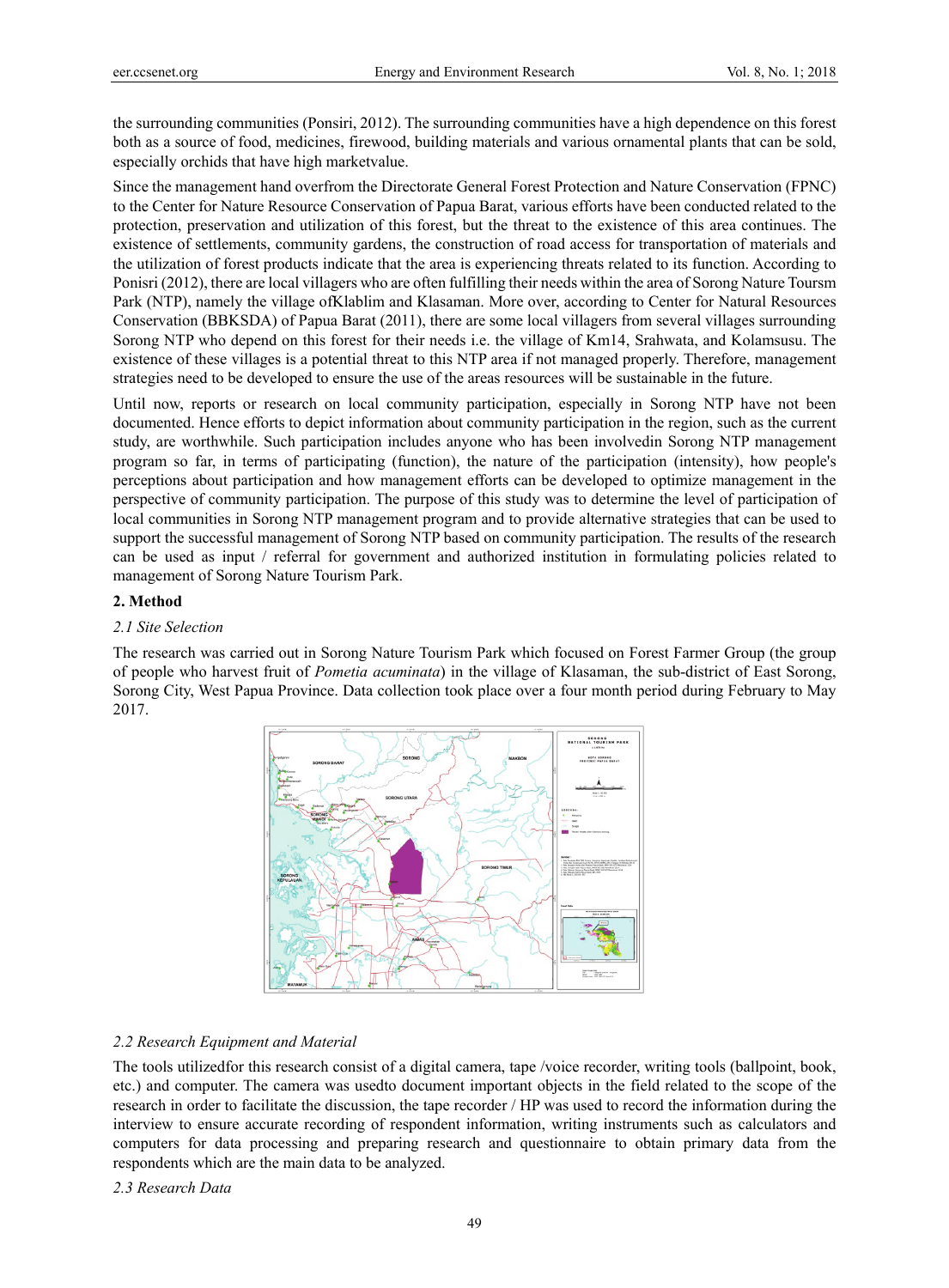the surrounding communities (Ponsiri, 2012). The surrounding communities have a high dependence on this forest both as a source of food, medicines, firewood, building materials and various ornamental plants that can be sold, especially orchids that have high marketvalue.

Since the management hand overfrom the Directorate General Forest Protection and Nature Conservation (FPNC) to the Center for Nature Resource Conservation of Papua Barat, various efforts have been conducted related to the protection, preservation and utilization of this forest, but the threat to the existence of this area continues. The existence of settlements, community gardens, the construction of road access for transportation of materials and the utilization of forest products indicate that the area is experiencing threats related to its function. According to Ponisri (2012), there are local villagers who are often fulfilling their needs within the area of Sorong Nature Toursm Park (NTP), namely the village ofKlablim and Klasaman. More over, according to Center for Natural Resources Conservation (BBKSDA) of Papua Barat (2011), there are some local villagers from several villages surrounding Sorong NTP who depend on this forest for their needs i.e. the village of Km14, Srahwata, and Kolamsusu. The existence of these villages is a potential threat to this NTP area if not managed properly. Therefore, management strategies need to be developed to ensure the use of the areas resources will be sustainable in the future.

Until now, reports or research on local community participation, especially in Sorong NTP have not been documented. Hence efforts to depict information about community participation in the region, such as the current study, are worthwhile. Such participation includes anyone who has been involvedin Sorong NTP management program so far, in terms of participating (function), the nature of the participation (intensity), how people's perceptions about participation and how management efforts can be developed to optimize management in the perspective of community participation. The purpose of this study was to determine the level of participation of local communities in Sorong NTP management program and to provide alternative strategies that can be used to support the successful management of Sorong NTP based on community participation. The results of the research can be used as input / referral for government and authorized institution in formulating policies related to management of Sorong Nature Tourism Park.

## 2. Method

### *2.1 Site Selection*

The research was carried out in Sorong Nature Tourism Park which focused on Forest Farmer Group (the group of people who harvest fruit of *Pometia acuminata*) in the village of Klasaman, the sub-district of East Sorong, Sorong City, West Papua Province. Data collection took place over a four month period during February to May 2017.

### *2.2 Research Equipment and Material*

The tools utilizedfor this research consist of a digital camera, tape /voice recorder, writing tools (ballpoint, book, etc.) and computer. The camera was usedto document important objects in the field related to the scope of the research in order to facilitate the discussion, the tape recorder / HP was used to record the information during the interview to ensure accurate recording of respondent information, writing instruments such as calculators and computers for data processing and preparing research and questionnaire to obtain primary data from the respondents which are the main data to be analyzed.

### *2.3 Research Data*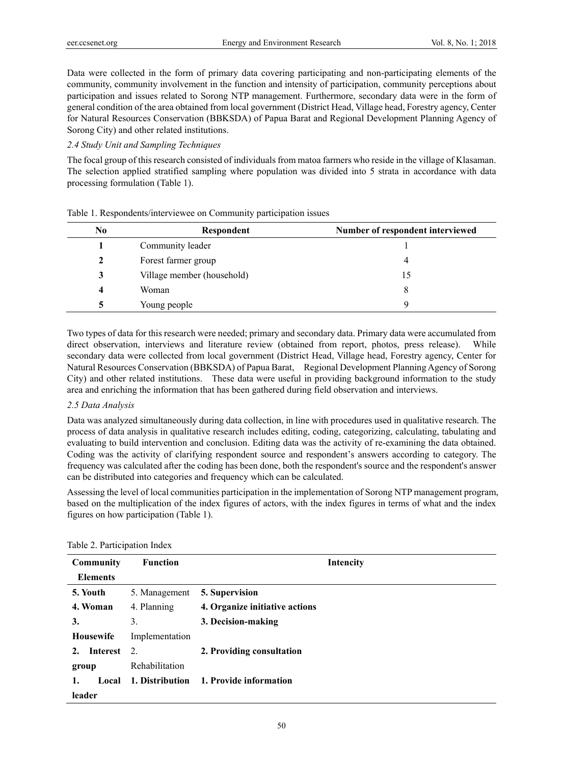Data were collected in the form of primary data covering participating and non-participating elements of the community, community involvement in the function and intensity of participation, community perceptions about participation and issues related to Sorong NTP management. Furthermore, secondary data were in the form of general condition of the area obtained from local government (District Head, Village head, Forestry agency, Center for Natural Resources Conservation (BBKSDA) of Papua Barat and Regional Development Planning Agency of Sorong City) and other related institutions.

### *2.4 Study Unit and Sampling Techniques*

The focal group of this research consisted of individuals from matoa farmers who reside in the village of Klasaman. The selection applied stratified sampling where population was divided into 5 strata in accordance with data processing formulation (Table 1).

Table 1. Respondents/interviewee on Community participation issues

| No | Respondent | Number of respondent interviewed |
|---|---|---|
| **1** | Community leader | 1 |
| **2** | Forest farmer group | 4 |
| **3** | Village member (household) | 15 |
| **4** | Woman | 8 |
| **5** | Young people | 9 |

Two types of data for this research were needed; primary and secondary data. Primary data were accumulated from direct observation, interviews and literature review (obtained from report, photos, press release). While secondary data were collected from local government (District Head, Village head, Forestry agency, Center for Natural Resources Conservation (BBKSDA) of Papua Barat, Regional Development Planning Agency of Sorong City) and other related institutions. These data were useful in providing background information to the study area and enriching the information that has been gathered during field observation and interviews.

### *2.5 Data Analysis*

Data was analyzed simultaneously during data collection, in line with procedures used in qualitative research. The process of data analysis in qualitative research includes editing, coding, categorizing, calculating, tabulating and evaluating to build intervention and conclusion. Editing data was the activity of re-examining the data obtained. Coding was the activity of clarifying respondent source and respondent's answers according to category. The frequency was calculated after the coding has been done, both the respondent's source and the respondent's answer can be distributed into categories and frequency which can be calculated.

Assessing the level of local communities participation in the implementation of Sorong NTP management program, based on the multiplication of the index figures of actors, with the index figures in terms of what and the index figures on how participation (Table 1).

Table 2. Participation Index

| Community Elements | Function | Intencity |
|---|---|---|
| **5. Youth** | 5. Management | **5. Supervision** |
| **4. Woman** | 4. Planning | **4. Organize initiative actions** |
| **3. Housewife** | 3. Implementation | **3. Decision-making** |
| **2. Interest group** | 2. Rehabilitation | **2. Providing consultation** |
| **1. Local leader** | **1. Distribution** | **1. Provide information** |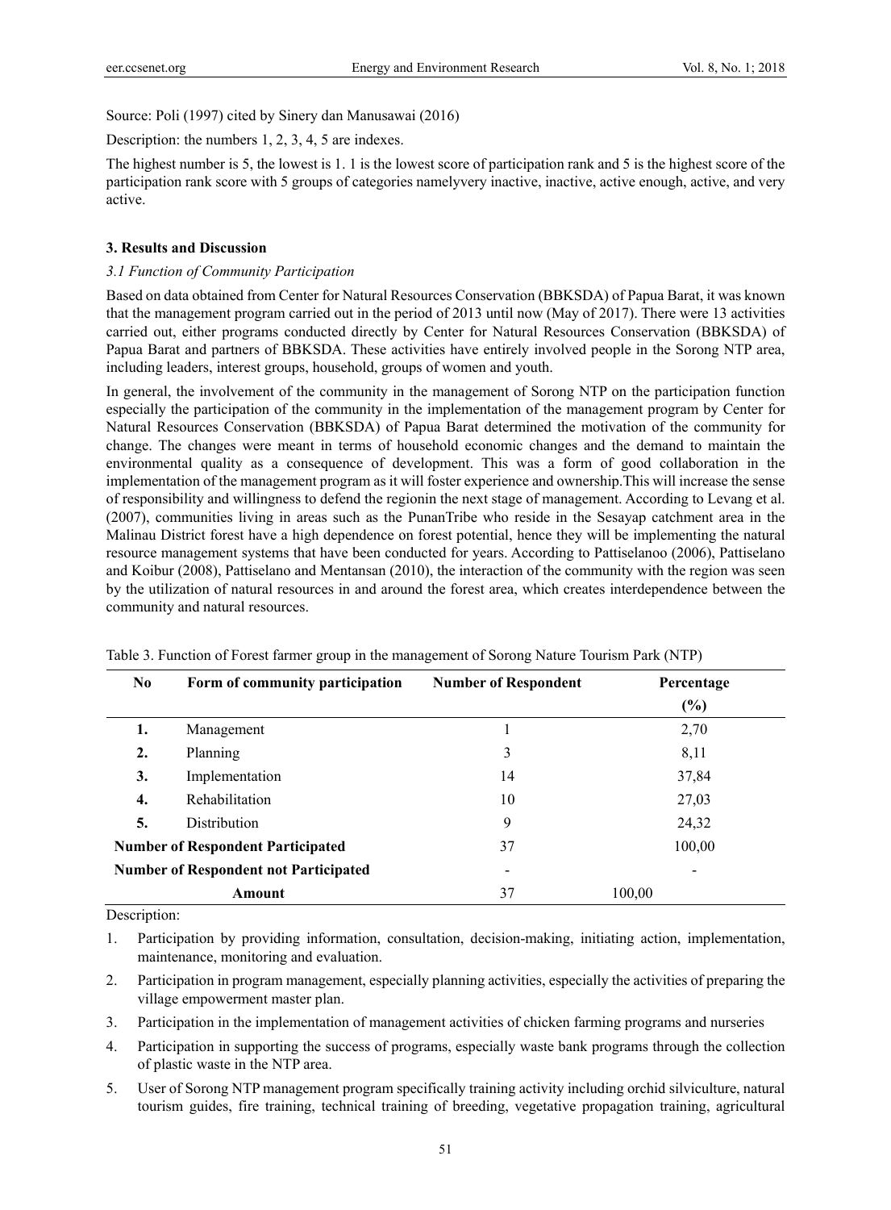Source: Poli (1997) cited by Sinery dan Manusawai (2016)

Description: the numbers 1, 2, 3, 4, 5 are indexes.

The highest number is 5, the lowest is 1. 1 is the lowest score of participation rank and 5 is the highest score of the participation rank score with 5 groups of categories namelyvery inactive, inactive, active enough, active, and very active.

## 3. Results and Discussion

### *3.1 Function of Community Participation*

Based on data obtained from Center for Natural Resources Conservation (BBKSDA) of Papua Barat, it was known that the management program carried out in the period of 2013 until now (May of 2017). There were 13 activities carried out, either programs conducted directly by Center for Natural Resources Conservation (BBKSDA) of Papua Barat and partners of BBKSDA. These activities have entirely involved people in the Sorong NTP area, including leaders, interest groups, household, groups of women and youth.

In general, the involvement of the community in the management of Sorong NTP on the participation function especially the participation of the community in the implementation of the management program by Center for Natural Resources Conservation (BBKSDA) of Papua Barat determined the motivation of the community for change. The changes were meant in terms of household economic changes and the demand to maintain the environmental quality as a consequence of development. This was a form of good collaboration in the implementation of the management program as it will foster experience and ownership.This will increase the sense of responsibility and willingness to defend the regionin the next stage of management. According to Levang et al. (2007), communities living in areas such as the PunanTribe who reside in the Sesayap catchment area in the Malinau District forest have a high dependence on forest potential, hence they will be implementing the natural resource management systems that have been conducted for years. According to Pattiselanoo (2006), Pattiselano and Koibur (2008), Pattiselano and Mentansan (2010), the interaction of the community with the region was seen by the utilization of natural resources in and around the forest area, which creates interdependence between the community and natural resources.

Table 3. Function of Forest farmer group in the management of Sorong Nature Tourism Park (NTP)

| No | Form of community participation | Number of Respondent | Percentage (%) |
|---|---|---|---|
| 1. | Management | 1 | 2,70 |
| 2. | Planning | 3 | 8,11 |
| 3. | Implementation | 14 | 37,84 |
| 4. | Rehabilitation | 10 | 27,03 |
| 5. | Distribution | 9 | 24,32 |
| **Number of Respondent Participated** | | 37 | 100,00 |
| **Number of Respondent not Participated** | | - | - |
| **Amount** | | 37 | 100,00 |

Description:

1. Participation by providing information, consultation, decision-making, initiating action, implementation, maintenance, monitoring and evaluation.
2. Participation in program management, especially planning activities, especially the activities of preparing the village empowerment master plan.
3. Participation in the implementation of management activities of chicken farming programs and nurseries
4. Participation in supporting the success of programs, especially waste bank programs through the collection of plastic waste in the NTP area.
5. User of Sorong NTP management program specifically training activity including orchid silviculture, natural tourism guides, fire training, technical training of breeding, vegetative propagation training, agricultural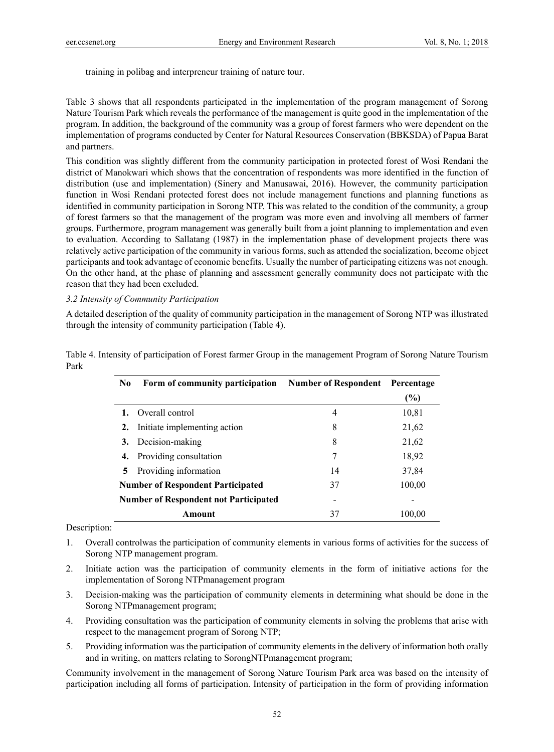training in polibag and interpreneur training of nature tour.

Table 3 shows that all respondents participated in the implementation of the program management of Sorong Nature Tourism Park which reveals the performance of the management is quite good in the implementation of the program. In addition, the background of the community was a group of forest farmers who were dependent on the implementation of programs conducted by Center for Natural Resources Conservation (BBKSDA) of Papua Barat and partners.

This condition was slightly different from the community participation in protected forest of Wosi Rendani the district of Manokwari which shows that the concentration of respondents was more identified in the function of distribution (use and implementation) (Sinery and Manusawai, 2016). However, the community participation function in Wosi Rendani protected forest does not include management functions and planning functions as identified in community participation in Sorong NTP. This was related to the condition of the community, a group of forest farmers so that the management of the program was more even and involving all members of farmer groups. Furthermore, program management was generally built from a joint planning to implementation and even to evaluation. According to Sallatang (1987) in the implementation phase of development projects there was relatively active participation of the community in various forms, such as attended the socialization, become object participants and took advantage of economic benefits. Usually the number of participating citizens was not enough. On the other hand, at the phase of planning and assessment generally community does not participate with the reason that they had been excluded.

### *3.2 Intensity of Community Participation*

A detailed description of the quality of community participation in the management of Sorong NTP was illustrated through the intensity of community participation (Table 4).

Table 4. Intensity of participation of Forest farmer Group in the management Program of Sorong Nature Tourism Park

| No | Form of community participation | Number of Respondent | Percentage (%) |
|---|---|---|---|
| 1. | Overall control | 4 | 10,81 |
| 2. | Initiate implementing action | 8 | 21,62 |
| 3. | Decision-making | 8 | 21,62 |
| 4. | Providing consultation | 7 | 18,92 |
| 5 | Providing information | 14 | 37,84 |
| **Number of Respondent Participated** | | 37 | 100,00 |
| **Number of Respondent not Participated** | | - | - |
| **Amount** | | 37 | 100,00 |

Description:

1. Overall controlwas the participation of community elements in various forms of activities for the success of Sorong NTP management program.
2. Initiate action was the participation of community elements in the form of initiative actions for the implementation of Sorong NTPmanagement program
3. Decision-making was the participation of community elements in determining what should be done in the Sorong NTPmanagement program;
4. Providing consultation was the participation of community elements in solving the problems that arise with respect to the management program of Sorong NTP;
5. Providing information was the participation of community elements in the delivery of information both orally and in writing, on matters relating to SorongNTPmanagement program;

Community involvement in the management of Sorong Nature Tourism Park area was based on the intensity of participation including all forms of participation. Intensity of participation in the form of providing information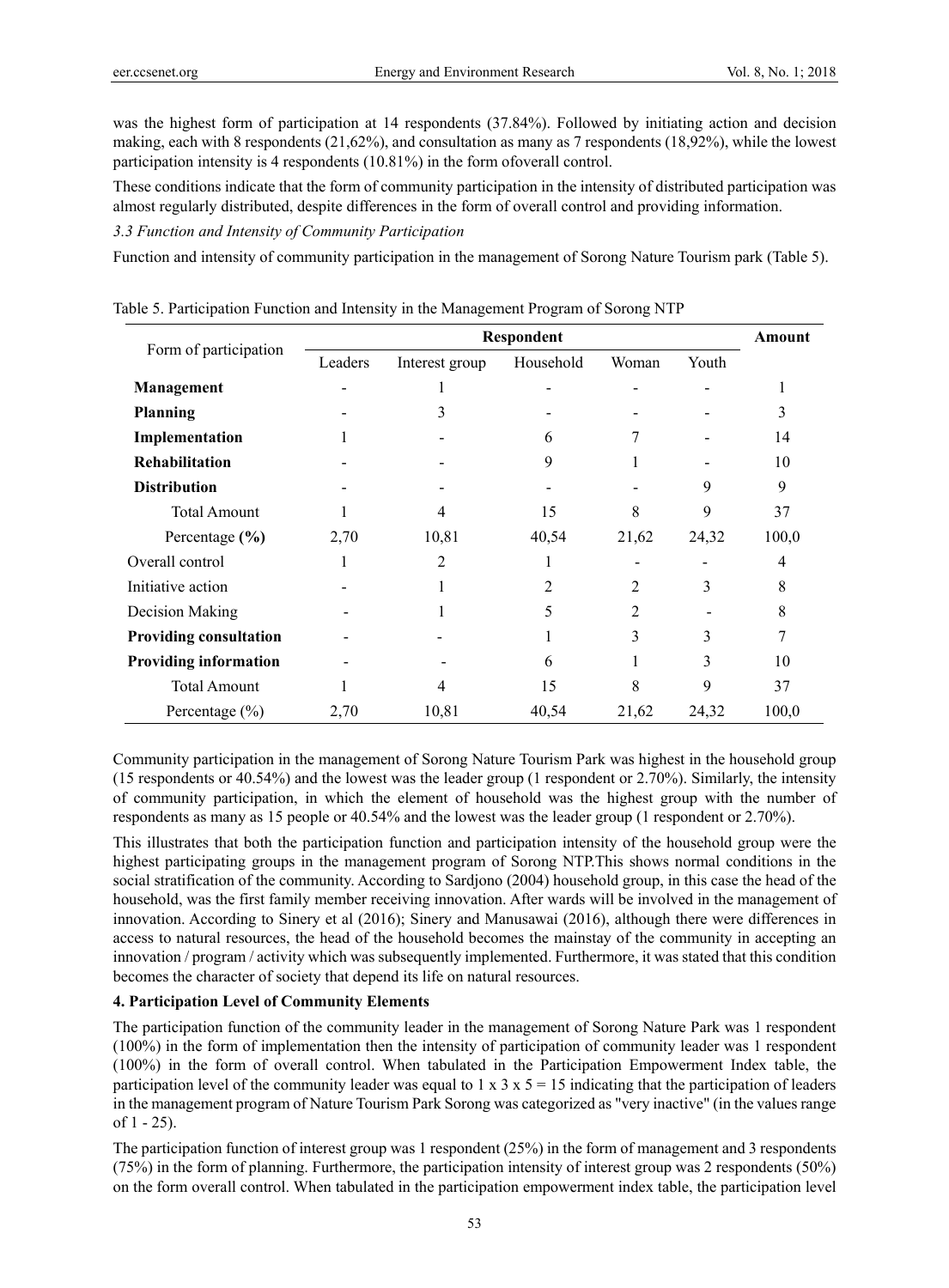was the highest form of participation at 14 respondents (37.84%). Followed by initiating action and decision making, each with 8 respondents (21,62%), and consultation as many as 7 respondents (18,92%), while the lowest participation intensity is 4 respondents (10.81%) in the form ofoverall control.

These conditions indicate that the form of community participation in the intensity of distributed participation was almost regularly distributed, despite differences in the form of overall control and providing information.

*3.3 Function and Intensity of Community Participation*

Function and intensity of community participation in the management of Sorong Nature Tourism park (Table 5).

Table 5. Participation Function and Intensity in the Management Program of Sorong NTP

| Form of participation | Respondent | | | | | Amount |
|---|---|---|---|---|---|---|
| | Leaders | Interest group | Household | Woman | Youth | |
| **Management** | - | 1 | - | - | - | 1 |
| **Planning** | - | 3 | - | - | - | 3 |
| **Implementation** | 1 | - | 6 | 7 | - | 14 |
| **Rehabilitation** | - | - | 9 | 1 | - | 10 |
| **Distribution** | - | - | - | - | 9 | 9 |
| Total Amount | 1 | 4 | 15 | 8 | 9 | 37 |
| Percentage **(%)** | 2,70 | 10,81 | 40,54 | 21,62 | 24,32 | 100,0 |
| Overall control | 1 | 2 | 1 | - | - | 4 |
| Initiative action | - | 1 | 2 | 2 | 3 | 8 |
| Decision Making | - | 1 | 5 | 2 | - | 8 |
| **Providing consultation** | - | - | 1 | 3 | 3 | 7 |
| **Providing information** | - | - | 6 | 1 | 3 | 10 |
| Total Amount | 1 | 4 | 15 | 8 | 9 | 37 |
| Percentage (%) | 2,70 | 10,81 | 40,54 | 21,62 | 24,32 | 100,0 |

Community participation in the management of Sorong Nature Tourism Park was highest in the household group (15 respondents or 40.54%) and the lowest was the leader group (1 respondent or 2.70%). Similarly, the intensity of community participation, in which the element of household was the highest group with the number of respondents as many as 15 people or 40.54% and the lowest was the leader group (1 respondent or 2.70%).

This illustrates that both the participation function and participation intensity of the household group were the highest participating groups in the management program of Sorong NTP.This shows normal conditions in the social stratification of the community. According to Sardjono (2004) household group, in this case the head of the household, was the first family member receiving innovation. After wards will be involved in the management of innovation. According to Sinery et al (2016); Sinery and Manusawai (2016), although there were differences in access to natural resources, the head of the household becomes the mainstay of the community in accepting an innovation / program / activity which was subsequently implemented. Furthermore, it was stated that this condition becomes the character of society that depend its life on natural resources.

**4. Participation Level of Community Elements**

The participation function of the community leader in the management of Sorong Nature Park was 1 respondent (100%) in the form of implementation then the intensity of participation of community leader was 1 respondent (100%) in the form of overall control. When tabulated in the Participation Empowerment Index table, the participation level of the community leader was equal to $1 \times 3 \times 5 = 15$ indicating that the participation of leaders in the management program of Nature Tourism Park Sorong was categorized as "very inactive" (in the values range of 1 - 25).

The participation function of interest group was 1 respondent (25%) in the form of management and 3 respondents (75%) in the form of planning. Furthermore, the participation intensity of interest group was 2 respondents (50%) on the form overall control. When tabulated in the participation empowerment index table, the participation level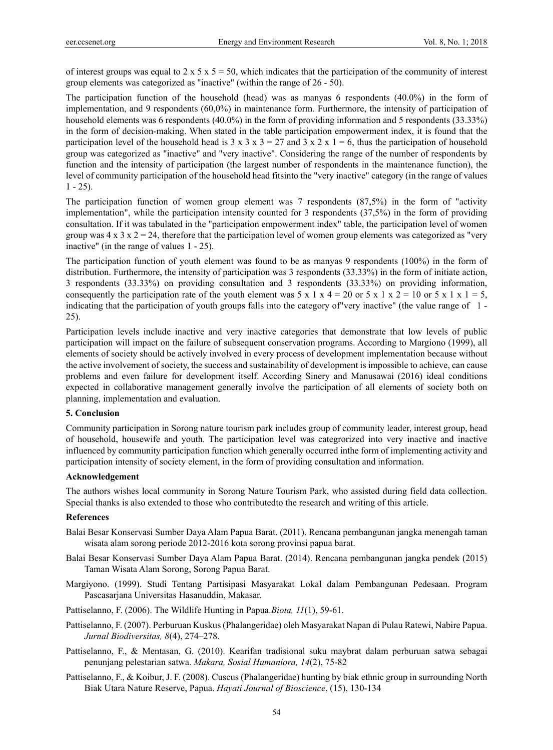of interest groups was equal to 2 x 5 x 5 = 50, which indicates that the participation of the community of interest group elements was categorized as "inactive" (within the range of 26 - 50).

The participation function of the household (head) was as manyas 6 respondents (40.0%) in the form of implementation, and 9 respondents (60,0%) in maintenance form. Furthermore, the intensity of participation of household elements was 6 respondents (40.0%) in the form of providing information and 5 respondents (33.33%) in the form of decision-making. When stated in the table participation empowerment index, it is found that the participation level of the household head is 3 x 3 x 3 = 27 and 3 x 2 x 1 = 6, thus the participation of household group was categorized as "inactive" and "very inactive". Considering the range of the number of respondents by function and the intensity of participation (the largest number of respondents in the maintenance function), the level of community participation of the household head fitsinto the "very inactive" category (in the range of values 1 - 25).

The participation function of women group element was 7 respondents (87,5%) in the form of "activity implementation", while the participation intensity counted for 3 respondents (37,5%) in the form of providing consultation. If it was tabulated in the "participation empowerment index" table, the participation level of women group was 4 x 3 x 2 = 24, therefore that the participation level of women group elements was categorized as "very inactive" (in the range of values 1 - 25).

The participation function of youth element was found to be as manyas 9 respondents (100%) in the form of distribution. Furthermore, the intensity of participation was 3 respondents (33.33%) in the form of initiate action, 3 respondents (33.33%) on providing consultation and 3 respondents (33.33%) on providing information, consequently the participation rate of the youth element was 5 x 1 x 4 = 20 or 5 x 1 x 2 = 10 or 5 x 1 x 1 = 5, indicating that the participation of youth groups falls into the category of"very inactive" (the value range of 1 - 25).

Participation levels include inactive and very inactive categories that demonstrate that low levels of public participation will impact on the failure of subsequent conservation programs. According to Margiono (1999), all elements of society should be actively involved in every process of development implementation because without the active involvement of society, the success and sustainability of development is impossible to achieve, can cause problems and even failure for development itself. According Sinery and Manusawai (2016) ideal conditions expected in collaborative management generally involve the participation of all elements of society both on planning, implementation and evaluation.

## 5. Conclusion

Community participation in Sorong nature tourism park includes group of community leader, interest group, head of household, housewife and youth. The participation level was categrorized into very inactive and inactive influenced by community participation function which generally occurred inthe form of implementing activity and participation intensity of society element, in the form of providing consultation and information.

## Acknowledgement

The authors wishes local community in Sorong Nature Tourism Park, who assisted during field data collection. Special thanks is also extended to those who contributedto the research and writing of this article.

## References

Balai Besar Konservasi Sumber Daya Alam Papua Barat. (2011). Rencana pembangunan jangka menengah taman wisata alam sorong periode 2012-2016 kota sorong provinsi papua barat.

Balai Besar Konservasi Sumber Daya Alam Papua Barat. (2014). Rencana pembangunan jangka pendek (2015) Taman Wisata Alam Sorong, Sorong Papua Barat.

Margiyono. (1999). Studi Tentang Partisipasi Masyarakat Lokal dalam Pembangunan Pedesaan. Program Pascasarjana Universitas Hasanuddin, Makasar.

Pattiselanno, F. (2006). The Wildlife Hunting in Papua.*Biota, 11*(1), 59-61.

Pattiselanno, F. (2007). Perburuan Kuskus (Phalangeridae) oleh Masyarakat Napan di Pulau Ratewi, Nabire Papua. *Jurnal Biodiversitas, 8*(4), 274–278.

Pattiselanno, F., & Mentasan, G. (2010). Kearifan tradisional suku maybrat dalam perburuan satwa sebagai penunjang pelestarian satwa. *Makara, Sosial Humaniora, 14*(2), 75-82

Pattiselanno, F., & Koibur, J. F. (2008). Cuscus (Phalangeridae) hunting by biak ethnic group in surrounding North Biak Utara Nature Reserve, Papua. *Hayati Journal of Bioscience*, (15), 130-134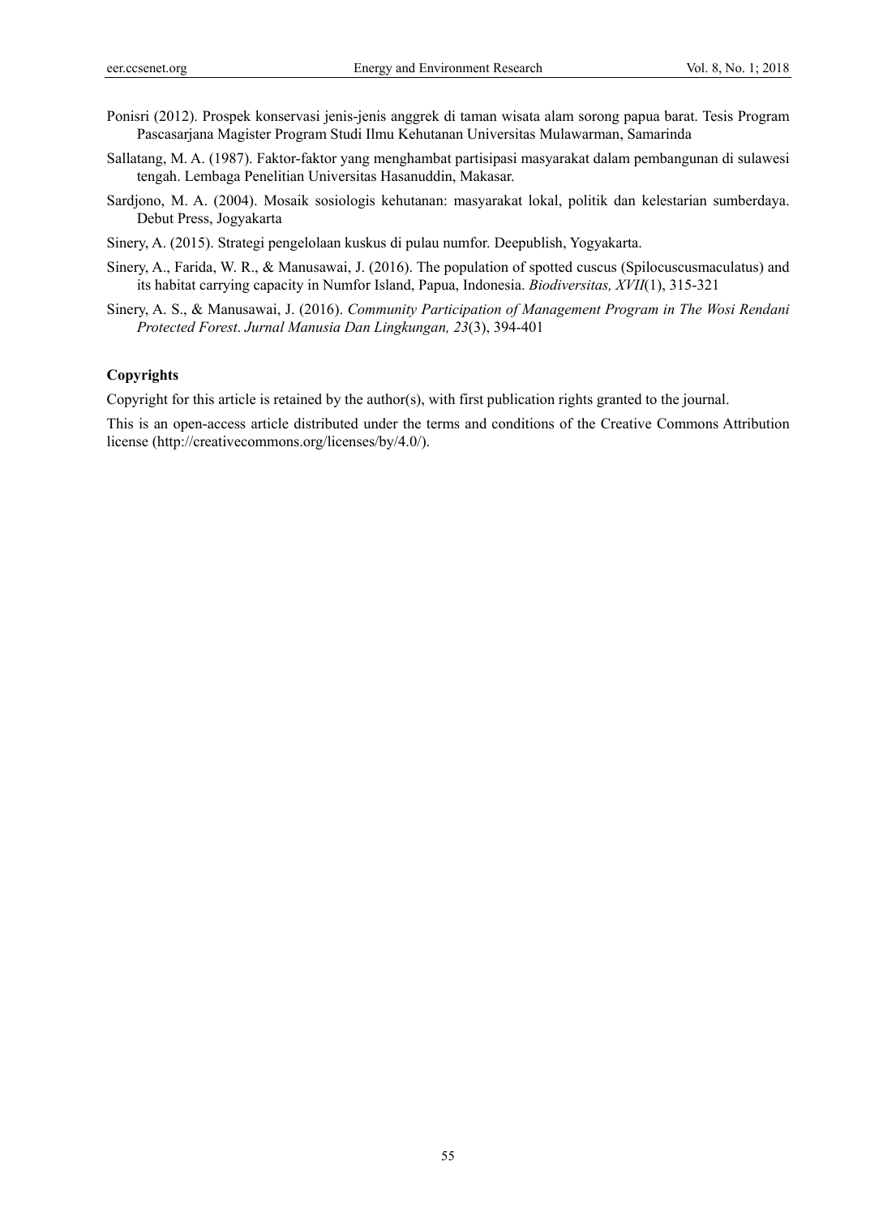Ponisri (2012). Prospek konservasi jenis-jenis anggrek di taman wisata alam sorong papua barat. Tesis Program Pascasarjana Magister Program Studi Ilmu Kehutanan Universitas Mulawarman, Samarinda

Sallatang, M. A. (1987). Faktor-faktor yang menghambat partisipasi masyarakat dalam pembangunan di sulawesi tengah. Lembaga Penelitian Universitas Hasanuddin, Makasar.

Sardjono, M. A. (2004). Mosaik sosiologis kehutanan: masyarakat lokal, politik dan kelestarian sumberdaya. Debut Press, Jogyakarta

Sinery, A. (2015). Strategi pengelolaan kuskus di pulau numfor. Deepublish, Yogyakarta.

Sinery, A., Farida, W. R., & Manusawai, J. (2016). The population of spotted cuscus (Spilocuscusmaculatus) and its habitat carrying capacity in Numfor Island, Papua, Indonesia. *Biodiversitas, XVII*(1), 315-321

Sinery, A. S., & Manusawai, J. (2016). *Community Participation of Management Program in The Wosi Rendani Protected Forest*. *Jurnal Manusia Dan Lingkungan, 23*(3), 394-401

**Copyrights**

Copyright for this article is retained by the author(s), with first publication rights granted to the journal.

This is an open-access article distributed under the terms and conditions of the Creative Commons Attribution license (http://creativecommons.org/licenses/by/4.0/).